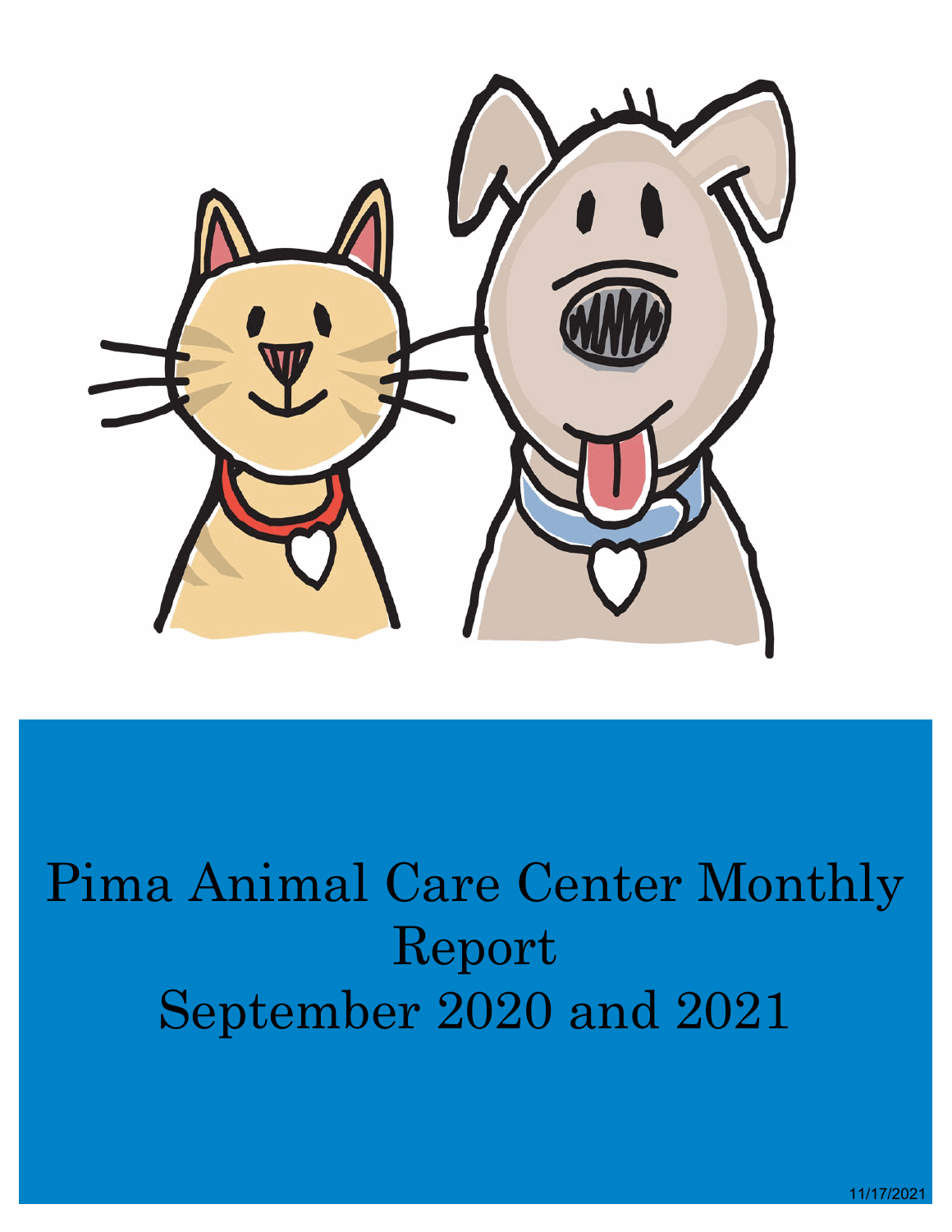# Pima Animal Care Center Monthly Report September 2020 and 2021

11/17/2021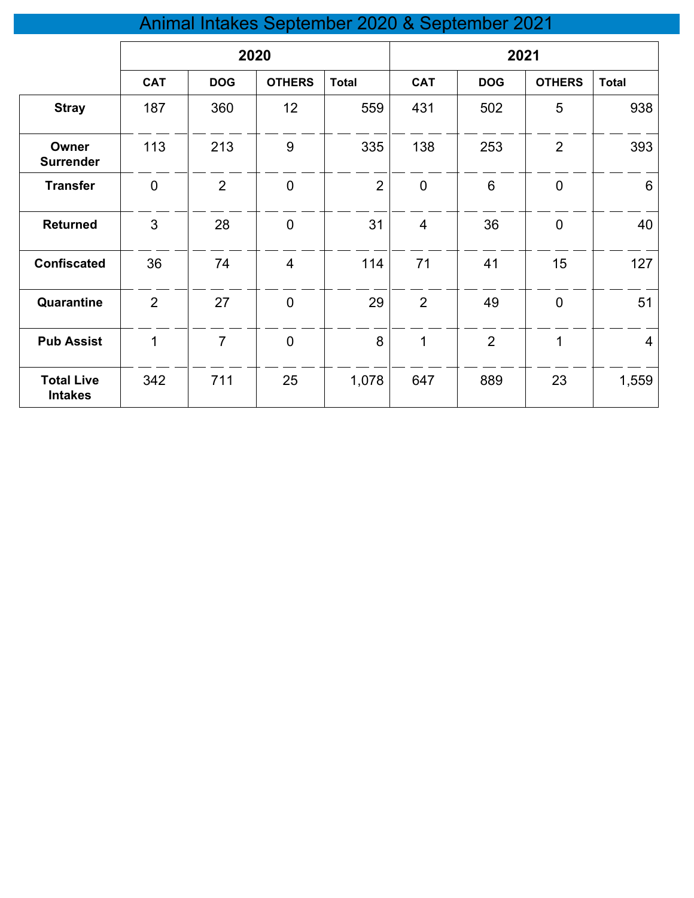# Animal Intakes September 2020 & September 2021

| | 2020 | | | | 2021 | | | |
|---|---|---|---|---|---|---|---|---|
| | CAT | DOG | OTHERS | Total | CAT | DOG | OTHERS | Total |
| **Stray** | 187 | 360 | 12 | 559 | 431 | 502 | 5 | 938 |
| **Owner Surrender** | 113 | 213 | 9 | 335 | 138 | 253 | 2 | 393 |
| **Transfer** | 0 | 2 | 0 | 2 | 0 | 6 | 0 | 6 |
| **Returned** | 3 | 28 | 0 | 31 | 4 | 36 | 0 | 40 |
| **Confiscated** | 36 | 74 | 4 | 114 | 71 | 41 | 15 | 127 |
| **Quarantine** | 2 | 27 | 0 | 29 | 2 | 49 | 0 | 51 |
| **Pub Assist** | 1 | 7 | 0 | 8 | 1 | 2 | 1 | 4 |
| **Total Live Intakes** | 342 | 711 | 25 | 1,078 | 647 | 889 | 23 | 1,559 |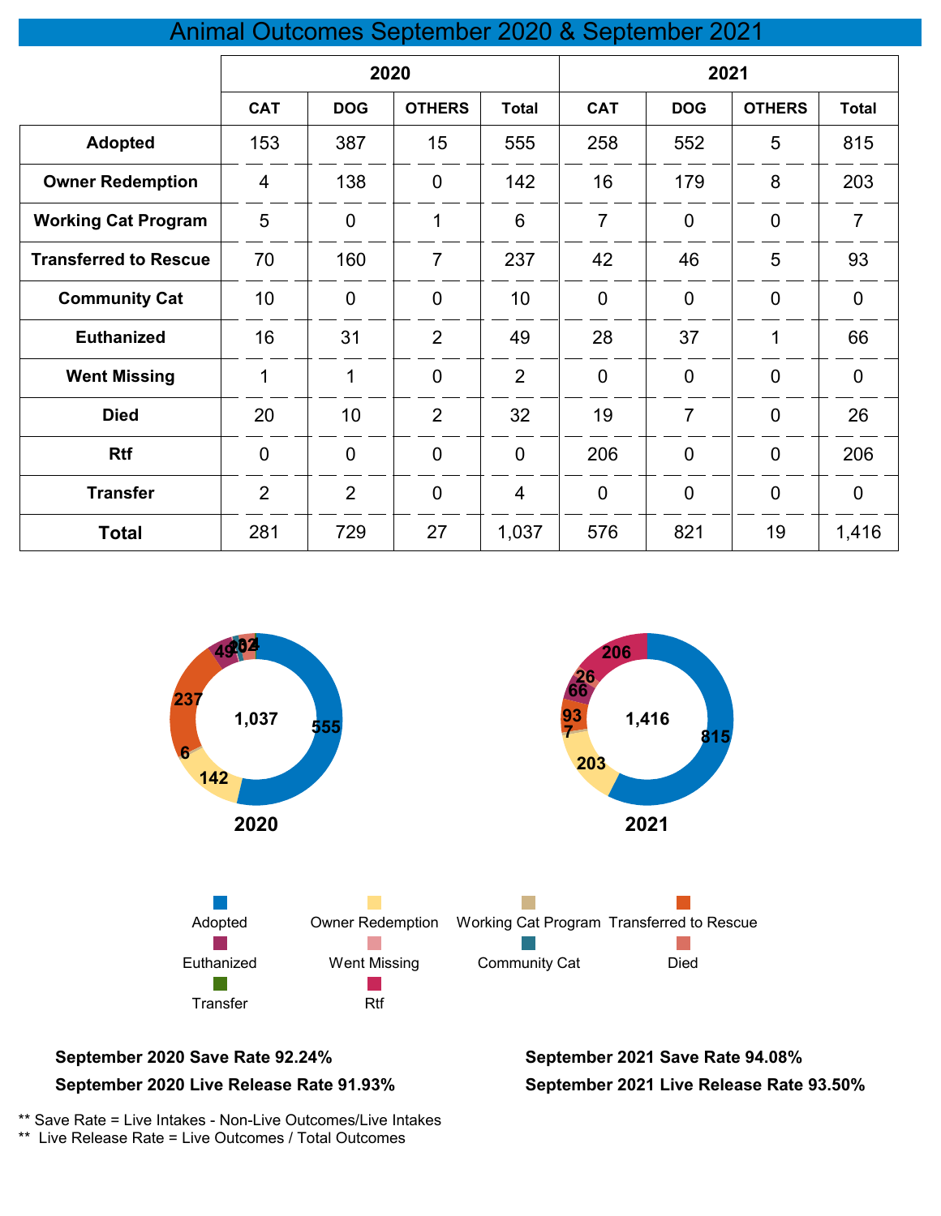# Animal Outcomes September 2020 & September 2021

| | 2020 | | | | 2021 | | | |
|---|---|---|---|---|---|---|---|---|
| | CAT | DOG | OTHERS | Total | CAT | DOG | OTHERS | Total |
| **Adopted** | 153 | 387 | 15 | 555 | 258 | 552 | 5 | 815 |
| **Owner Redemption** | 4 | 138 | 0 | 142 | 16 | 179 | 8 | 203 |
| **Working Cat Program** | 5 | 0 | 1 | 6 | 7 | 0 | 0 | 7 |
| **Transferred to Rescue** | 70 | 160 | 7 | 237 | 42 | 46 | 5 | 93 |
| **Community Cat** | 10 | 0 | 0 | 10 | 0 | 0 | 0 | 0 |
| **Euthanized** | 16 | 31 | 2 | 49 | 28 | 37 | 1 | 66 |
| **Went Missing** | 1 | 1 | 0 | 2 | 0 | 0 | 0 | 0 |
| **Died** | 20 | 10 | 2 | 32 | 19 | 7 | 0 | 26 |
| **Rtf** | 0 | 0 | 0 | 0 | 206 | 0 | 0 | 206 |
| **Transfer** | 2 | 2 | 0 | 4 | 0 | 0 | 0 | 0 |
| **Total** | 281 | 729 | 27 | 1,037 | 576 | 821 | 19 | 1,416 |

**2020** (Total: 1,037): Adopted 555, Owner Redemption 142, Working Cat Program 6, Transferred to Rescue 237, Euthanized 49, Went Missing 2, Community Cat 10, Died 32, Transfer 4

**2021** (Total: 1,416): Adopted 815, Owner Redemption 203, Working Cat Program 7, Transferred to Rescue 93, Euthanized 66, Died 26, Rtf 206

Legend: Adopted, Owner Redemption, Working Cat Program, Transferred to Rescue, Euthanized, Went Missing, Community Cat, Died, Transfer, Rtf

**September 2020 Save Rate 92.24%**

**September 2020 Live Release Rate 91.93%**

**September 2021 Save Rate 94.08%**

**September 2021 Live Release Rate 93.50%**

** Save Rate = Live Intakes - Non-Live Outcomes/Live Intakes

** Live Release Rate = Live Outcomes / Total Outcomes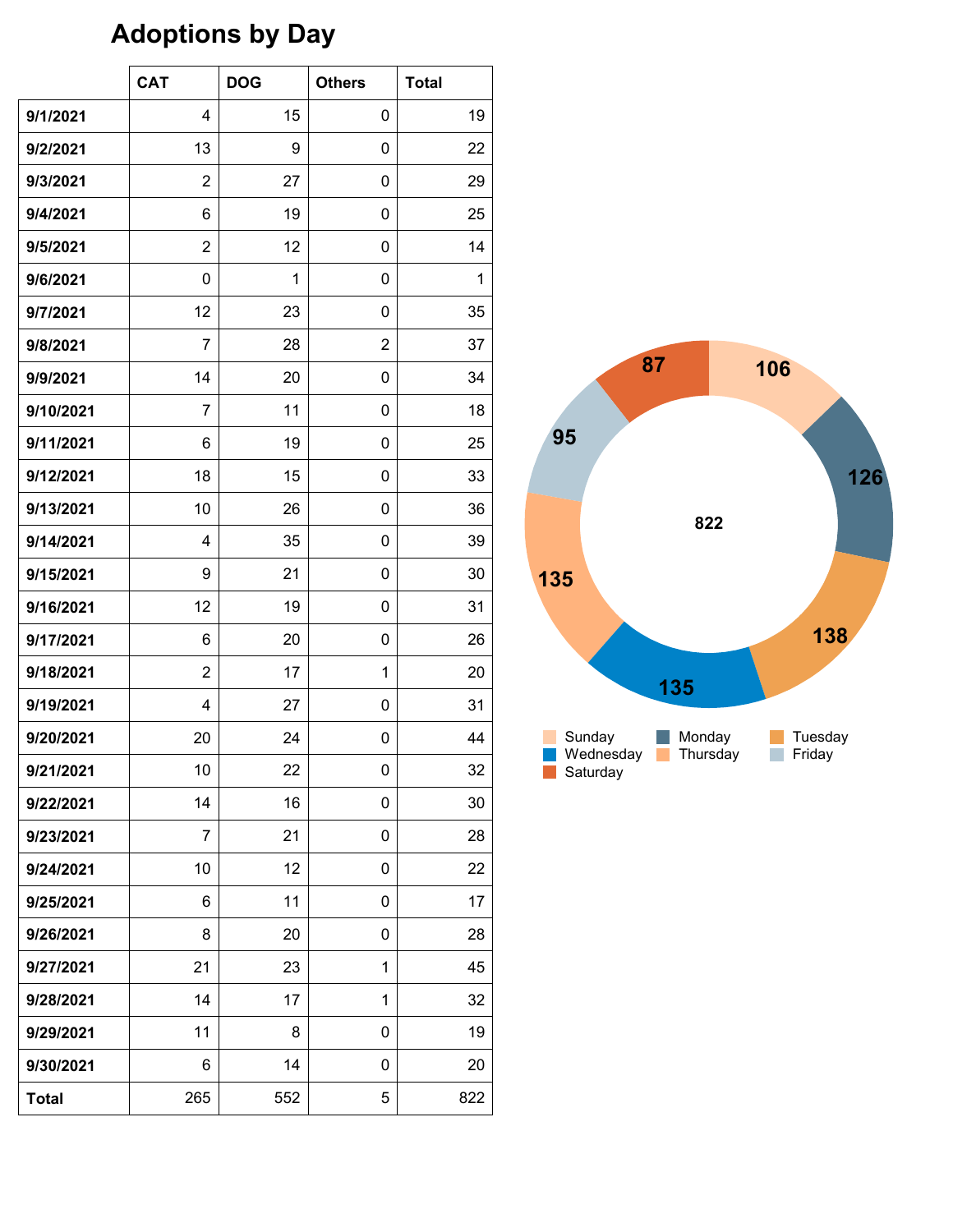# Adoptions by Day

| | CAT | DOG | Others | Total |
|---|---|---|---|---|
| **9/1/2021** | 4 | 15 | 0 | 19 |
| **9/2/2021** | 13 | 9 | 0 | 22 |
| **9/3/2021** | 2 | 27 | 0 | 29 |
| **9/4/2021** | 6 | 19 | 0 | 25 |
| **9/5/2021** | 2 | 12 | 0 | 14 |
| **9/6/2021** | 0 | 1 | 0 | 1 |
| **9/7/2021** | 12 | 23 | 0 | 35 |
| **9/8/2021** | 7 | 28 | 2 | 37 |
| **9/9/2021** | 14 | 20 | 0 | 34 |
| **9/10/2021** | 7 | 11 | 0 | 18 |
| **9/11/2021** | 6 | 19 | 0 | 25 |
| **9/12/2021** | 18 | 15 | 0 | 33 |
| **9/13/2021** | 10 | 26 | 0 | 36 |
| **9/14/2021** | 4 | 35 | 0 | 39 |
| **9/15/2021** | 9 | 21 | 0 | 30 |
| **9/16/2021** | 12 | 19 | 0 | 31 |
| **9/17/2021** | 6 | 20 | 0 | 26 |
| **9/18/2021** | 2 | 17 | 1 | 20 |
| **9/19/2021** | 4 | 27 | 0 | 31 |
| **9/20/2021** | 20 | 24 | 0 | 44 |
| **9/21/2021** | 10 | 22 | 0 | 32 |
| **9/22/2021** | 14 | 16 | 0 | 30 |
| **9/23/2021** | 7 | 21 | 0 | 28 |
| **9/24/2021** | 10 | 12 | 0 | 22 |
| **9/25/2021** | 6 | 11 | 0 | 17 |
| **9/26/2021** | 8 | 20 | 0 | 28 |
| **9/27/2021** | 21 | 23 | 1 | 45 |
| **9/28/2021** | 14 | 17 | 1 | 32 |
| **9/29/2021** | 11 | 8 | 0 | 19 |
| **9/30/2021** | 6 | 14 | 0 | 20 |
| **Total** | 265 | 552 | 5 | 822 |

| Day | Adoptions |
|---|---|
| Sunday | 106 |
| Monday | 126 |
| Tuesday | 138 |
| Wednesday | 135 |
| Thursday | 135 |
| Friday | 95 |
| Saturday | 87 |
| Total | 822 |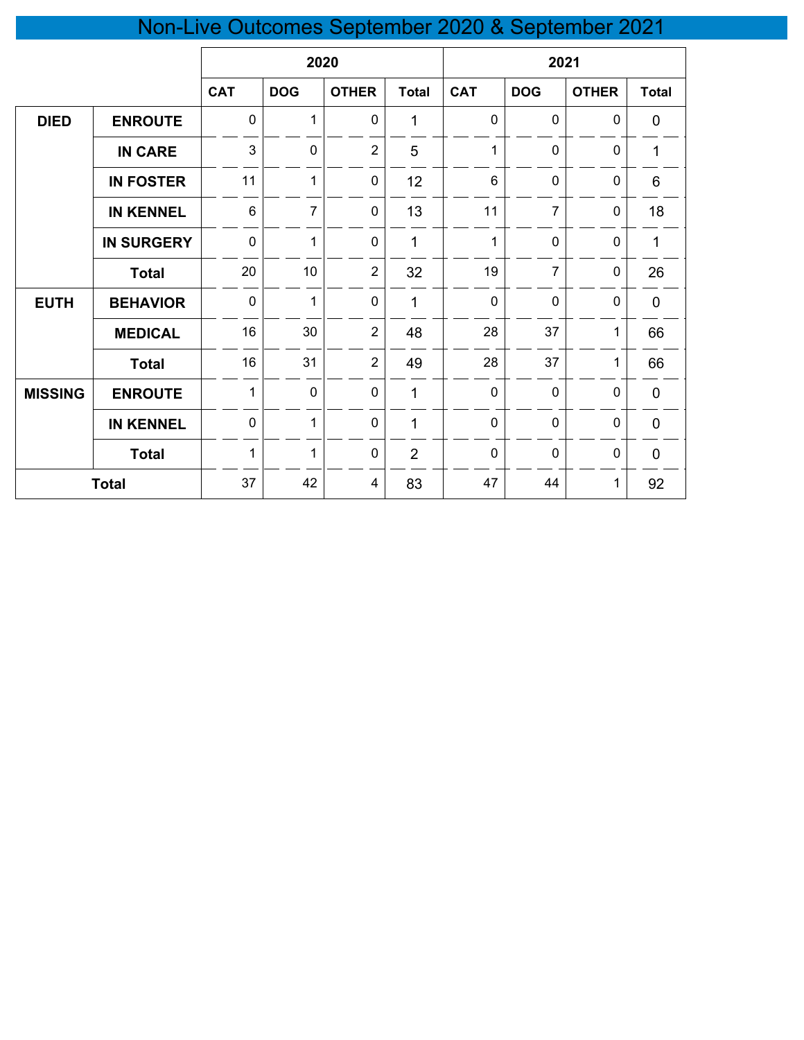# Non-Live Outcomes September 2020 & September 2021

| | | 2020 | | | | 2021 | | | |
|---|---|---|---|---|---|---|---|---|---|
| | | CAT | DOG | OTHER | Total | CAT | DOG | OTHER | Total |
| DIED | ENROUTE | 0 | 1 | 0 | 1 | 0 | 0 | 0 | 0 |
| | IN CARE | 3 | 0 | 2 | 5 | 1 | 0 | 0 | 1 |
| | IN FOSTER | 11 | 1 | 0 | 12 | 6 | 0 | 0 | 6 |
| | IN KENNEL | 6 | 7 | 0 | 13 | 11 | 7 | 0 | 18 |
| | IN SURGERY | 0 | 1 | 0 | 1 | 1 | 0 | 0 | 1 |
| | Total | 20 | 10 | 2 | 32 | 19 | 7 | 0 | 26 |
| EUTH | BEHAVIOR | 0 | 1 | 0 | 1 | 0 | 0 | 0 | 0 |
| | MEDICAL | 16 | 30 | 2 | 48 | 28 | 37 | 1 | 66 |
| | Total | 16 | 31 | 2 | 49 | 28 | 37 | 1 | 66 |
| MISSING | ENROUTE | 1 | 0 | 0 | 1 | 0 | 0 | 0 | 0 |
| | IN KENNEL | 0 | 1 | 0 | 1 | 0 | 0 | 0 | 0 |
| | Total | 1 | 1 | 0 | 2 | 0 | 0 | 0 | 0 |
| Total | | 37 | 42 | 4 | 83 | 47 | 44 | 1 | 92 |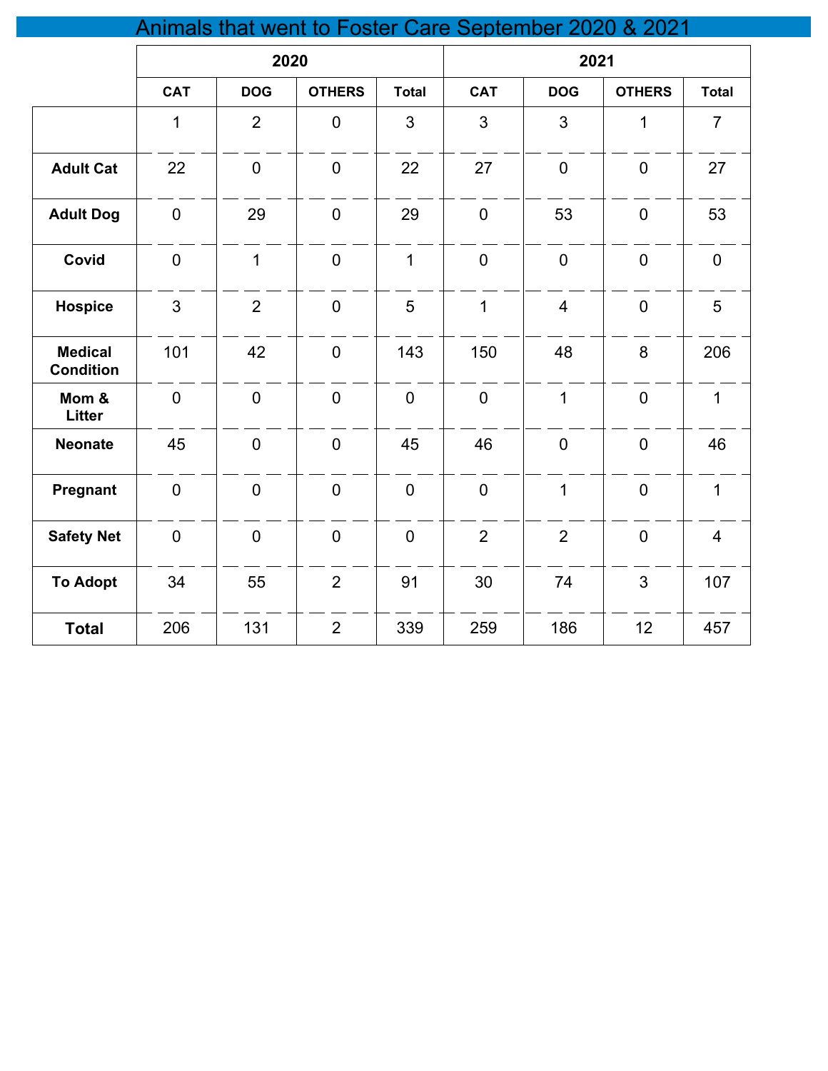# Animals that went to Foster Care September 2020 & 2021

| | 2020 | | | | 2021 | | | |
|---|---|---|---|---|---|---|---|---|
| | CAT | DOG | OTHERS | Total | CAT | DOG | OTHERS | Total |
| | 1 | 2 | 0 | 3 | 3 | 3 | 1 | 7 |
| **Adult Cat** | 22 | 0 | 0 | 22 | 27 | 0 | 0 | 27 |
| **Adult Dog** | 0 | 29 | 0 | 29 | 0 | 53 | 0 | 53 |
| **Covid** | 0 | 1 | 0 | 1 | 0 | 0 | 0 | 0 |
| **Hospice** | 3 | 2 | 0 | 5 | 1 | 4 | 0 | 5 |
| **Medical Condition** | 101 | 42 | 0 | 143 | 150 | 48 | 8 | 206 |
| **Mom & Litter** | 0 | 0 | 0 | 0 | 0 | 1 | 0 | 1 |
| **Neonate** | 45 | 0 | 0 | 45 | 46 | 0 | 0 | 46 |
| **Pregnant** | 0 | 0 | 0 | 0 | 0 | 1 | 0 | 1 |
| **Safety Net** | 0 | 0 | 0 | 0 | 2 | 2 | 0 | 4 |
| **To Adopt** | 34 | 55 | 2 | 91 | 30 | 74 | 3 | 107 |
| **Total** | 206 | 131 | 2 | 339 | 259 | 186 | 12 | 457 |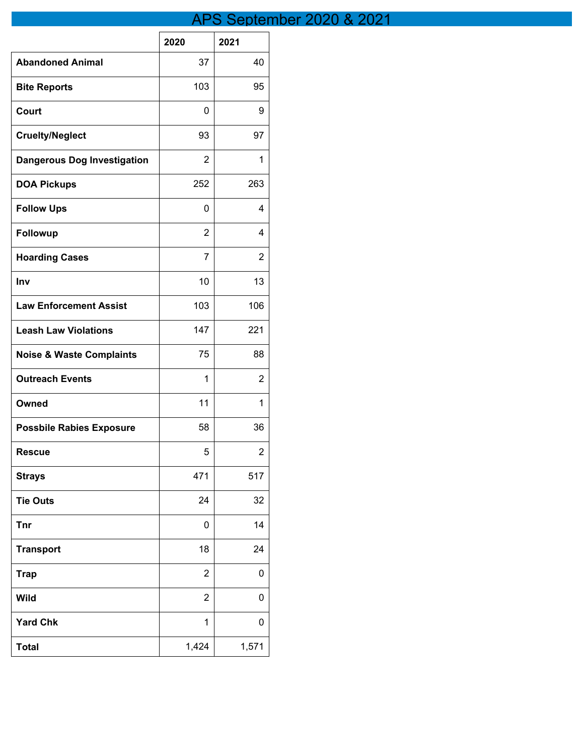# APS September 2020 & 2021

| | 2020 | 2021 |
|---|---|---|
| **Abandoned Animal** | 37 | 40 |
| **Bite Reports** | 103 | 95 |
| **Court** | 0 | 9 |
| **Cruelty/Neglect** | 93 | 97 |
| **Dangerous Dog Investigation** | 2 | 1 |
| **DOA Pickups** | 252 | 263 |
| **Follow Ups** | 0 | 4 |
| **Followup** | 2 | 4 |
| **Hoarding Cases** | 7 | 2 |
| **Inv** | 10 | 13 |
| **Law Enforcement Assist** | 103 | 106 |
| **Leash Law Violations** | 147 | 221 |
| **Noise & Waste Complaints** | 75 | 88 |
| **Outreach Events** | 1 | 2 |
| **Owned** | 11 | 1 |
| **Possbile Rabies Exposure** | 58 | 36 |
| **Rescue** | 5 | 2 |
| **Strays** | 471 | 517 |
| **Tie Outs** | 24 | 32 |
| **Tnr** | 0 | 14 |
| **Transport** | 18 | 24 |
| **Trap** | 2 | 0 |
| **Wild** | 2 | 0 |
| **Yard Chk** | 1 | 0 |
| **Total** | 1,424 | 1,571 |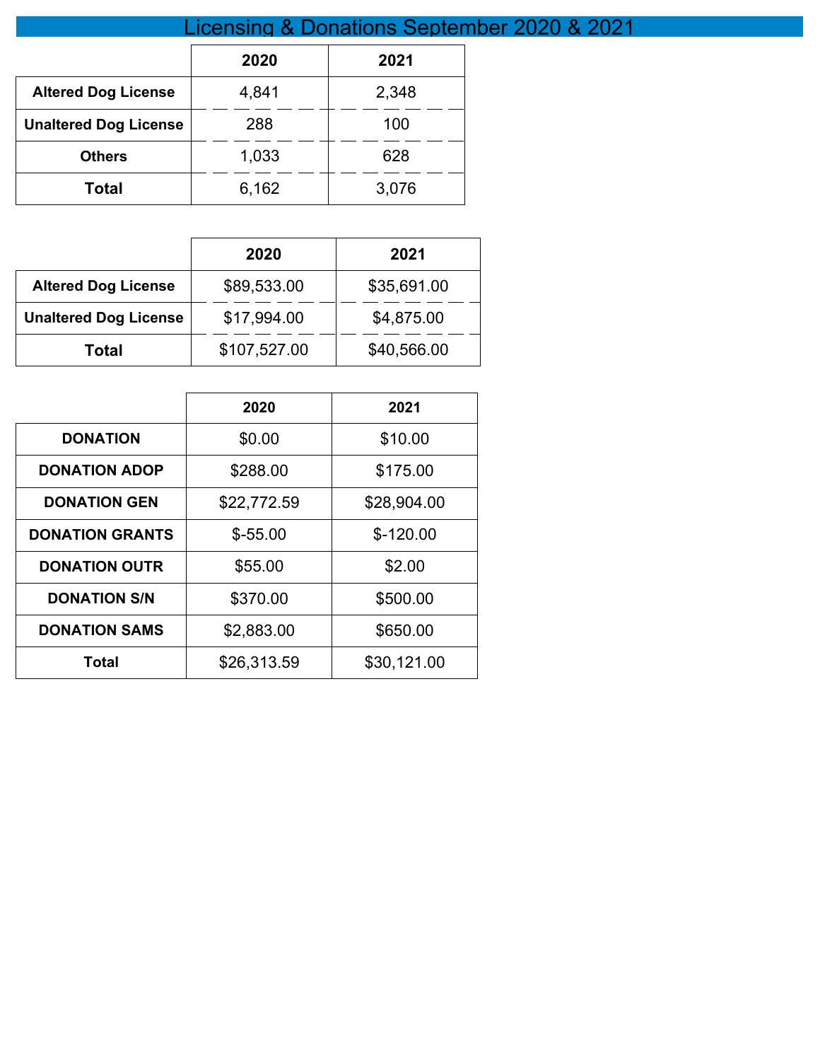# Licensing & Donations September 2020 & 2021

| | 2020 | 2021 |
|---|---|---|
| **Altered Dog License** | 4,841 | 2,348 |
| **Unaltered Dog License** | 288 | 100 |
| **Others** | 1,033 | 628 |
| **Total** | 6,162 | 3,076 |

| | 2020 | 2021 |
|---|---|---|
| **Altered Dog License** | $89,533.00 | $35,691.00 |
| **Unaltered Dog License** | $17,994.00 | $4,875.00 |
| **Total** | $107,527.00 | $40,566.00 |

| | 2020 | 2021 |
|---|---|---|
| **DONATION** | $0.00 | $10.00 |
| **DONATION ADOP** | $288.00 | $175.00 |
| **DONATION GEN** | $22,772.59 | $28,904.00 |
| **DONATION GRANTS** | $-55.00 | $-120.00 |
| **DONATION OUTR** | $55.00 | $2.00 |
| **DONATION S/N** | $370.00 | $500.00 |
| **DONATION SAMS** | $2,883.00 | $650.00 |
| **Total** | $26,313.59 | $30,121.00 |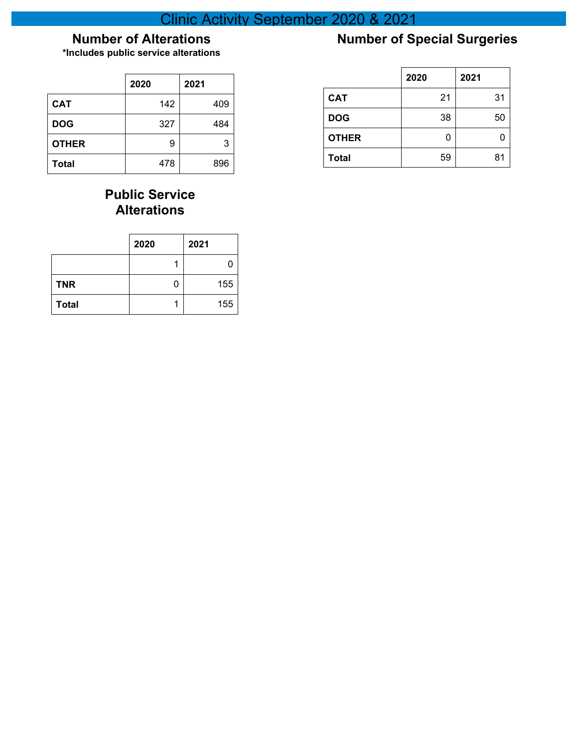# Clinic Activity September 2020 & 2021

## Number of Alterations

**\*Includes public service alterations**

| | 2020 | 2021 |
|---|---|---|
| **CAT** | 142 | 409 |
| **DOG** | 327 | 484 |
| **OTHER** | 9 | 3 |
| **Total** | 478 | 896 |

## Public Service Alterations

| | 2020 | 2021 |
|---|---|---|
| | 1 | 0 |
| **TNR** | 0 | 155 |
| **Total** | 1 | 155 |

## Number of Special Surgeries

| | 2020 | 2021 |
|---|---|---|
| **CAT** | 21 | 31 |
| **DOG** | 38 | 50 |
| **OTHER** | 0 | 0 |
| **Total** | 59 | 81 |